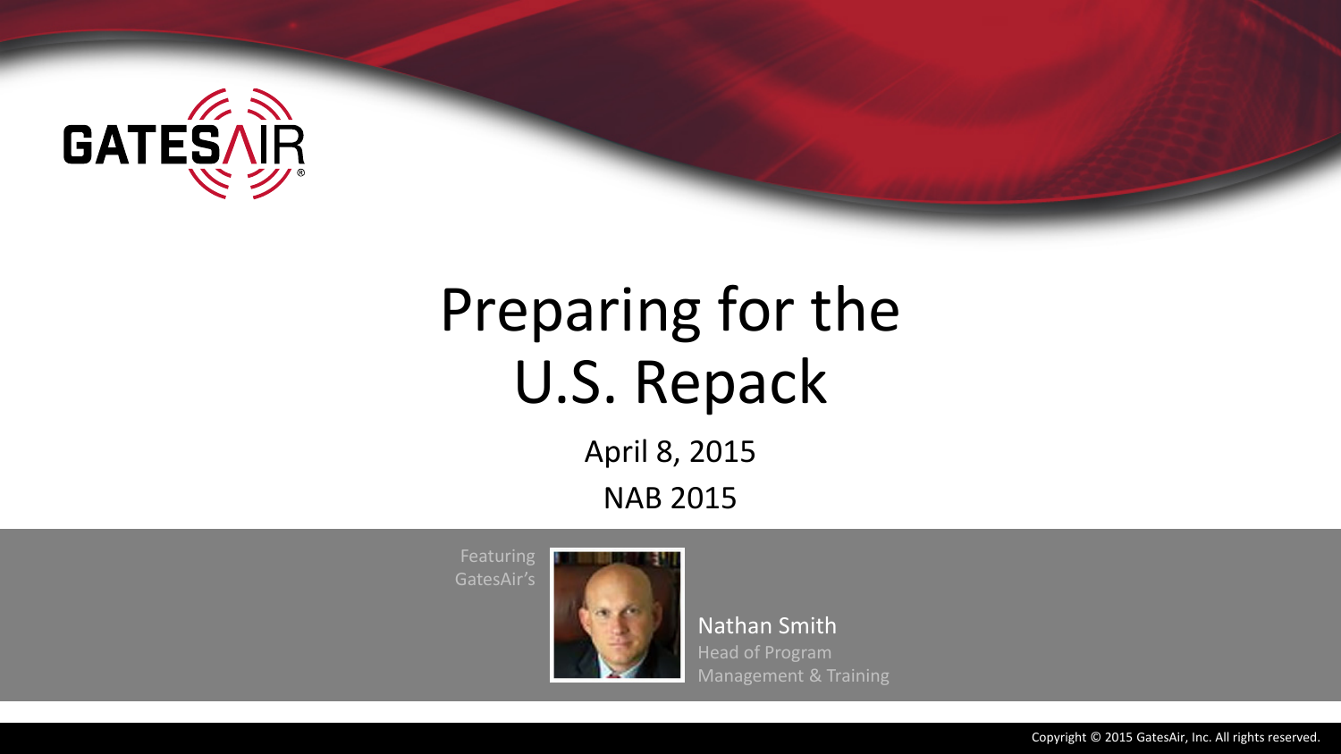GATESAIR

# Preparing for the U.S. Repack

April 8, 2015

NAB 2015

Featuring GatesAir's

Nathan Smith
Head of Program Management & Training

Copyright © 2015 GatesAir, Inc. All rights reserved.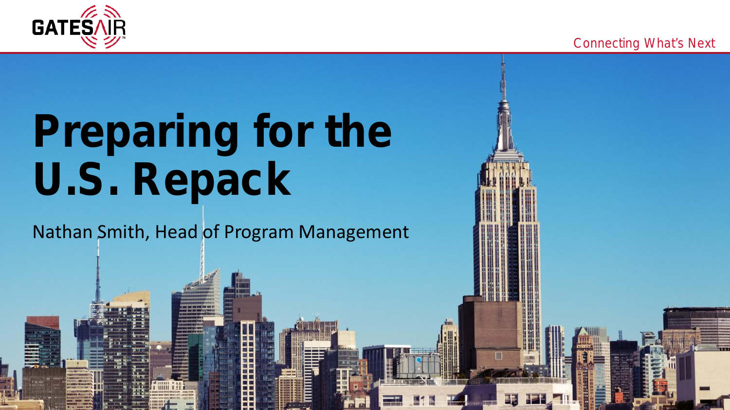# Preparing for the U.S. Repack

Nathan Smith, Head of Program Management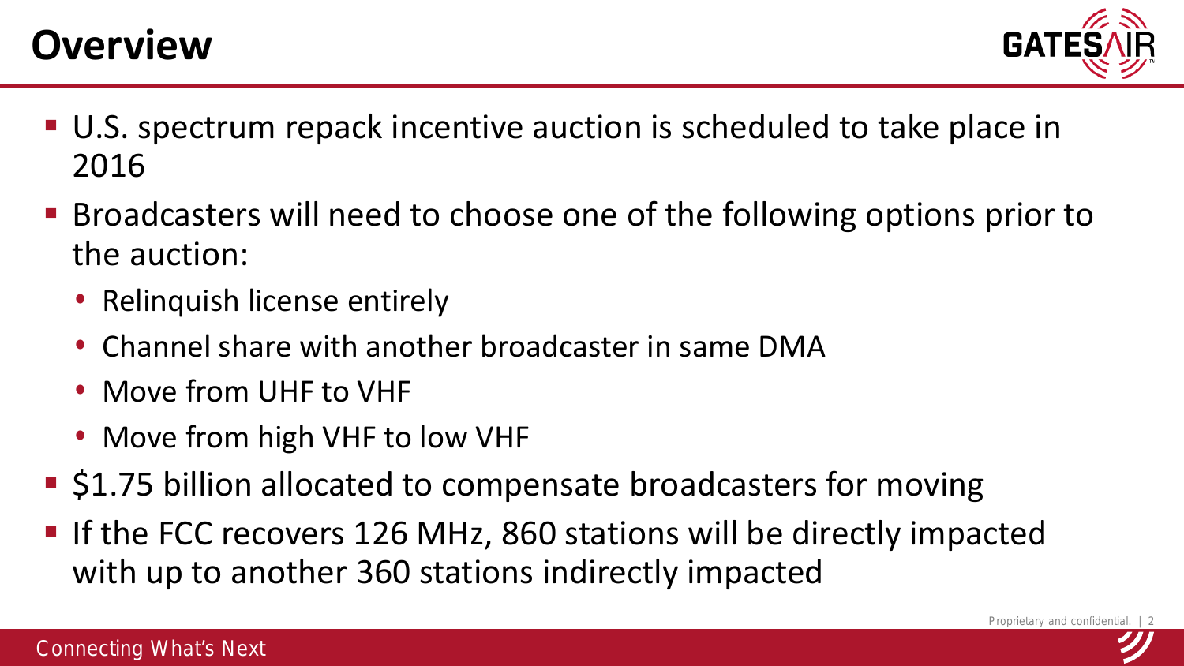# Overview

- U.S. spectrum repack incentive auction is scheduled to take place in 2016
- Broadcasters will need to choose one of the following options prior to the auction:
  - Relinquish license entirely
  - Channel share with another broadcaster in same DMA
  - Move from UHF to VHF
  - Move from high VHF to low VHF
- $1.75 billion allocated to compensate broadcasters for moving
- If the FCC recovers 126 MHz, 860 stations will be directly impacted with up to another 360 stations indirectly impacted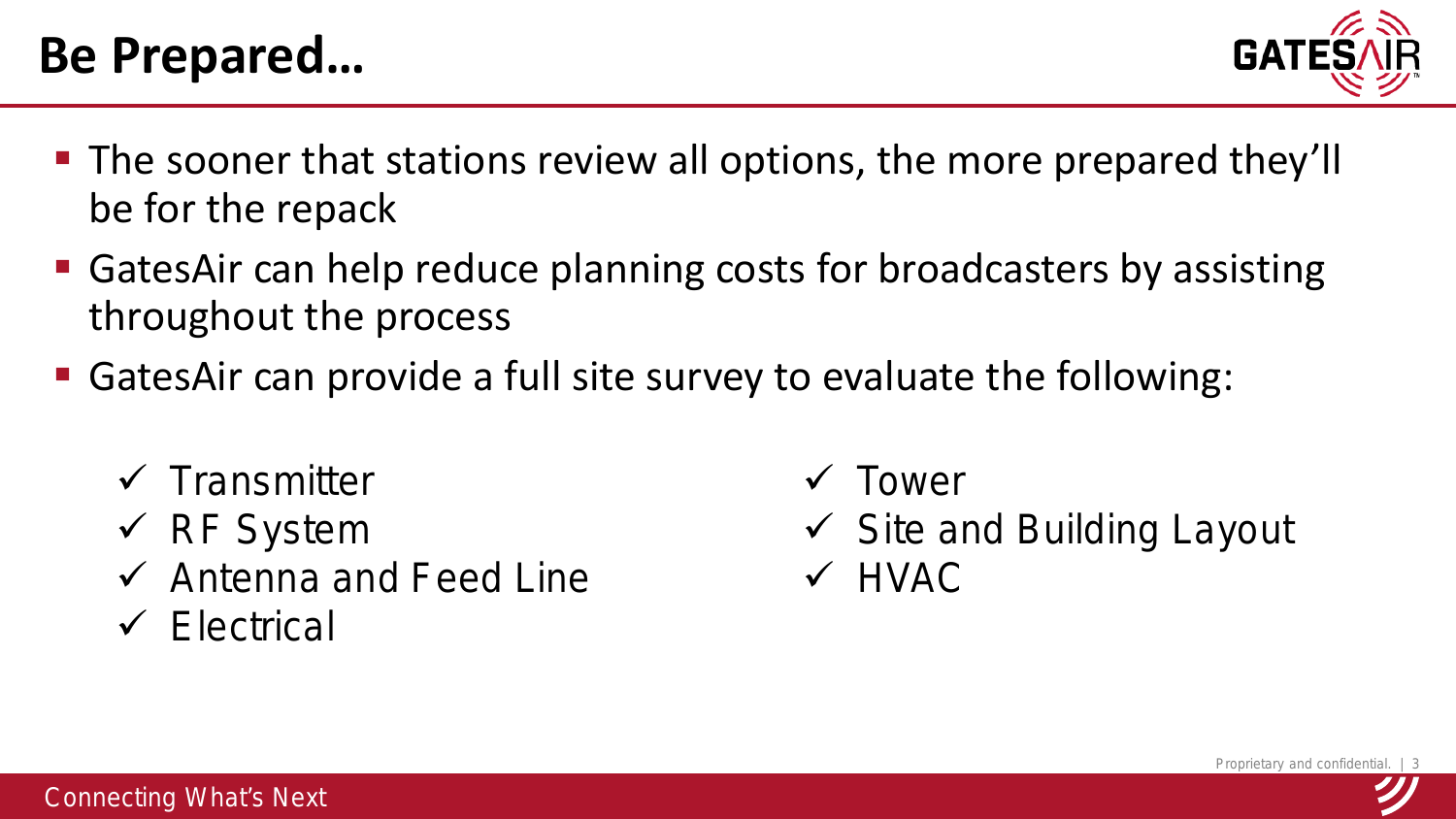# Be Prepared…

- The sooner that stations review all options, the more prepared they'll be for the repack
- GatesAir can help reduce planning costs for broadcasters by assisting throughout the process
- GatesAir can provide a full site survey to evaluate the following:

  - ✓ Transmitter
  - ✓ RF System
  - ✓ Antenna and Feed Line
  - ✓ Electrical
  - ✓ Tower
  - ✓ Site and Building Layout
  - ✓ HVAC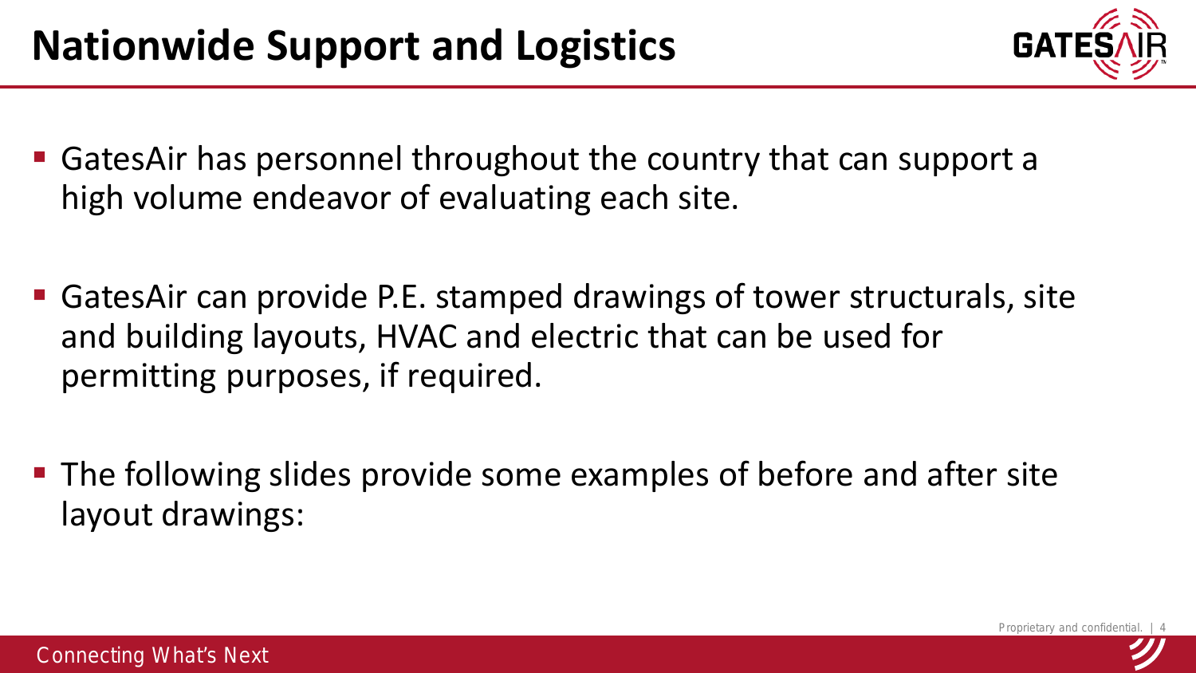# Nationwide Support and Logistics

- GatesAir has personnel throughout the country that can support a high volume endeavor of evaluating each site.
- GatesAir can provide P.E. stamped drawings of tower structurals, site and building layouts, HVAC and electric that can be used for permitting purposes, if required.
- The following slides provide some examples of before and after site layout drawings: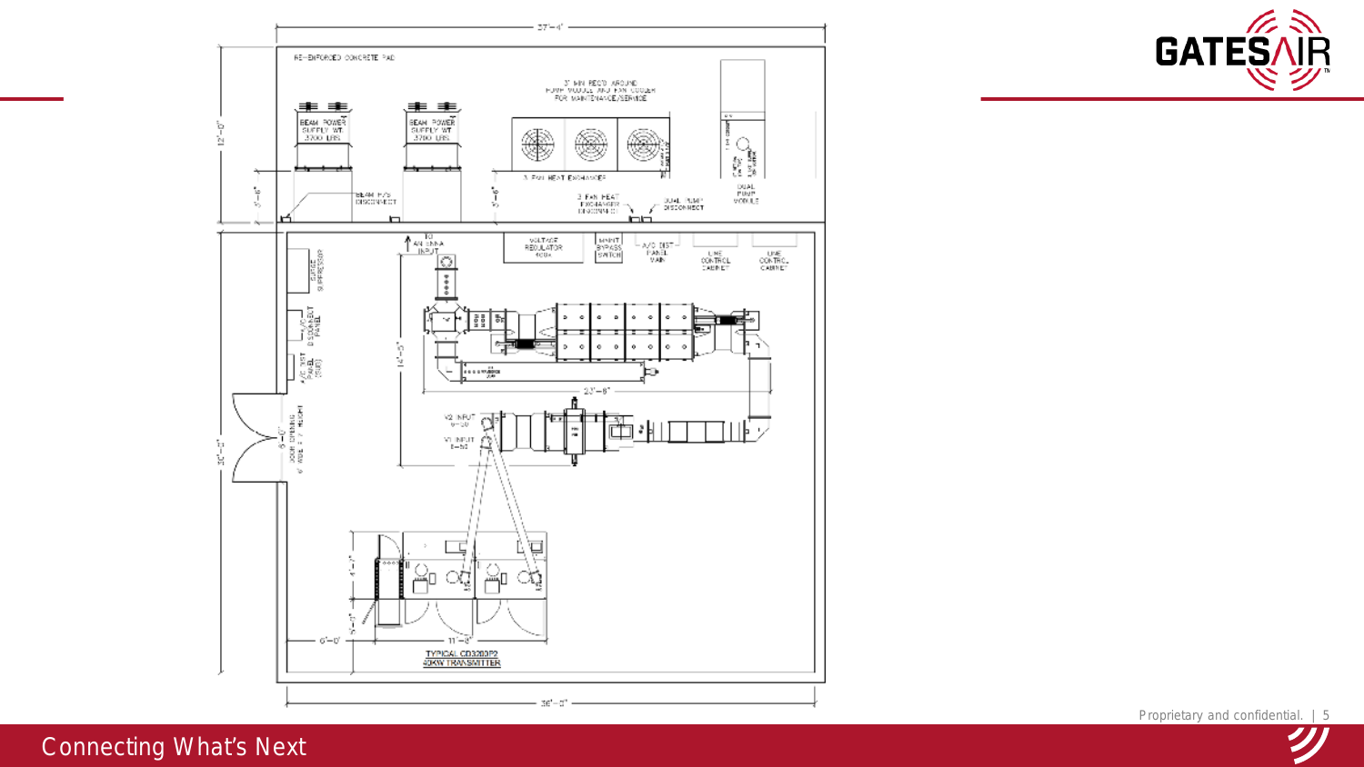37'-4"

RE-ENFORCED CONCRETE PAD

- BEAM POWER SUPPLY WT 3700 LBS
- BEAM POWER SUPPLY WT 3700 LBS
- 3' MIN REQ'D AROUND PUMP MODULE AND FAN COOLER FOR MAINTENANCE/SERVICE
- 3 FAN HEAT EXCHANGER
- BEAM P/S DISCONNECT
- 3 FAN HEAT EXCHANGER DISCONNECT
- DUAL PUMP DISCONNECT
- DUAL PUMP MODULE
- 12'-0"
- 3'-6"
- 3'-6"
- TO ANTENNA INPUT
- VOLTAGE REGULATOR 400A
- MAINT BYPASS SWITCH
- A/C DIST PANEL MAIN
- LINE CONTROL CABINET
- LINE CONTROL CABINET
- SURGE SUPPRESSOR
- A/C DISCONNECT PANEL
- A/C DIST PANEL (500)
- DOOR OPENING 6' WIDE 7' HEIGHT
- 8'-0"
- 30'-4"
- 14'-5"
- 23'-8"
- V2 INPUT 6-50
- V1 INPUT 6-50
- 4'-1"
- 5'-0"
- 6'-0"
- 11'-0"
- TYPICAL CD3200P2 40KW TRANSMITTER
- 36'-0"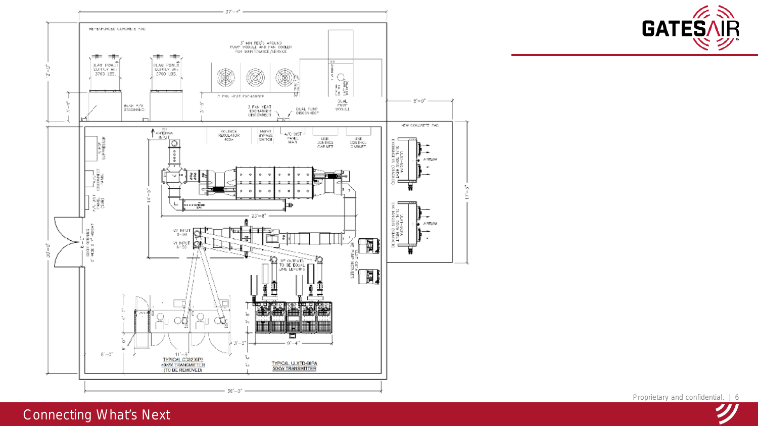37'-4"

RE-ENFORCED CONCRETE PAD

3' MIN REQ'D AROUND PUMP MODULE AND FAN COOLER FOR MAINTENANCE/SERVICE

BEAM POWER SUPPLY WT: 3700 LBS.

BEAM POWER SUPPLY WT: 3700 LBS.

3 FAN HEAT EXCHANGER

BEAM P/S DISCONNECT

3 FAN HEAT EXCHANGER DISCONNECT

DUAL PUMP DISCONNECT

DUAL PUMP MODULE

8'-0"

NEW CONCRETE PAD

RF ANTENNA INPUT

VOLTAGE REGULATOR 400A

MAINT BYPASS SWITCH

A/C DIST PANEL MAIN

LINE CONTROL CABINET

LINE CONTROL CABINET

SURGE SUPPRESSOR

A/C DISCONNECT PANEL

A/C DIST PANEL (SUB)

DOOR OPENING 6' WIDE X 7' HEIGHT

6'-0"

14'-5"

23'-8"

V2 INPUT 6-50

V1 INPUT 6-50

RF OUTPUTS TO BE EQUAL LINE LENGTHS

AIRFLOW

AIRFLOW

17'-3"

30'-0"

12'-0"

5'-0"

11'-3"

3'-0"

9'-4"

TYPICAL CD8200P2 40KW TRANSMITTER (TO BE REMOVED)

TYPICAL ULXTD-60PA 50KW TRANSMITTER

36'-0"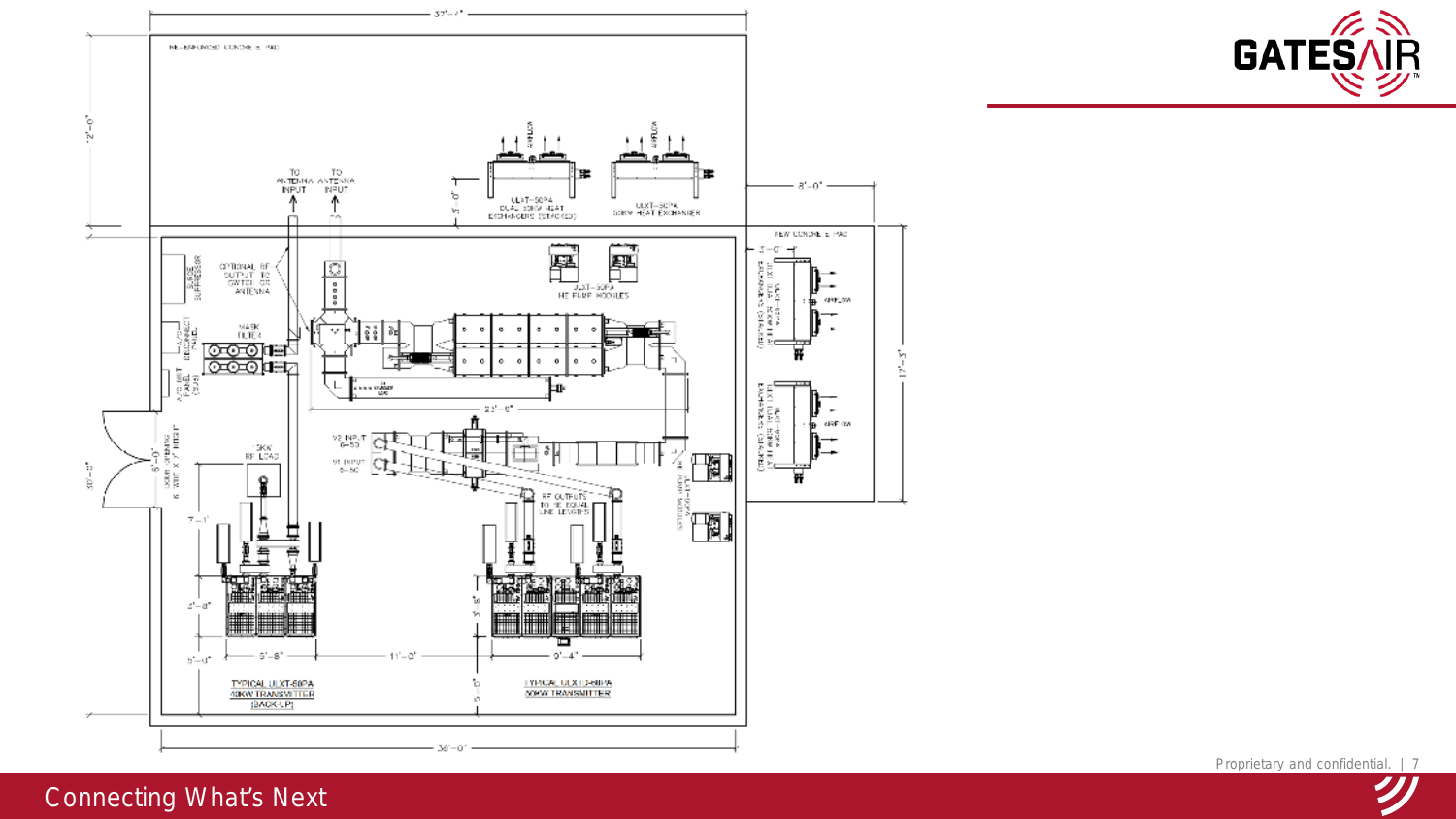RE-ENFORCED CONCRETE PAD

TO ANTENNA INPUT

TO ANTENNA INPUT

ULXT-50PA DUAL 50KW HEAT EXCHANGERS (STACKED)

ULXT-50PA 50KW HEAT EXCHANGER

NEW CONCRETE PAD

OPTIONAL RF OUTPUT TO SWITCH OR ANTENNA

SURGE SUPPRESSOR

MASK FILTER

ULXT-50PA HE PUMP MODULES

AIRFLOW

50KW RF LOAD

RF OUTPUTS TO BE EQUAL LINE LENGTHS

TYPICAL ULXT-50PA 50KW TRANSMITTER (BACK-UP)

TYPICAL ULXT-50PA 50KW TRANSMITTER

37'-7"

12'-0"

8'-0"

17'-3"

23'-8"

30'-0"

38'-0"

7'-1"

5'-8"

11'-0"

9'-4"

5'-0"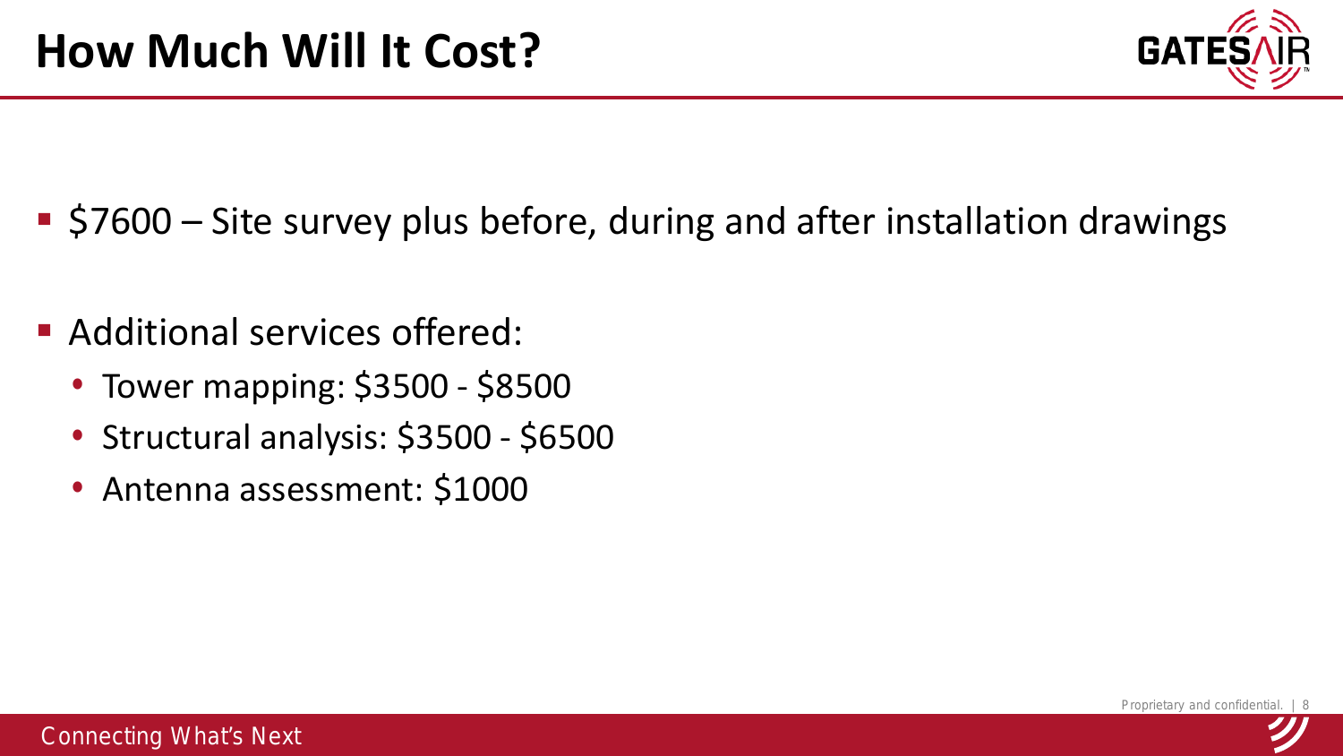# How Much Will It Cost?

- $7600 – Site survey plus before, during and after installation drawings

- Additional services offered:
  - Tower mapping: $3500 - $8500
  - Structural analysis: $3500 - $6500
  - Antenna assessment: $1000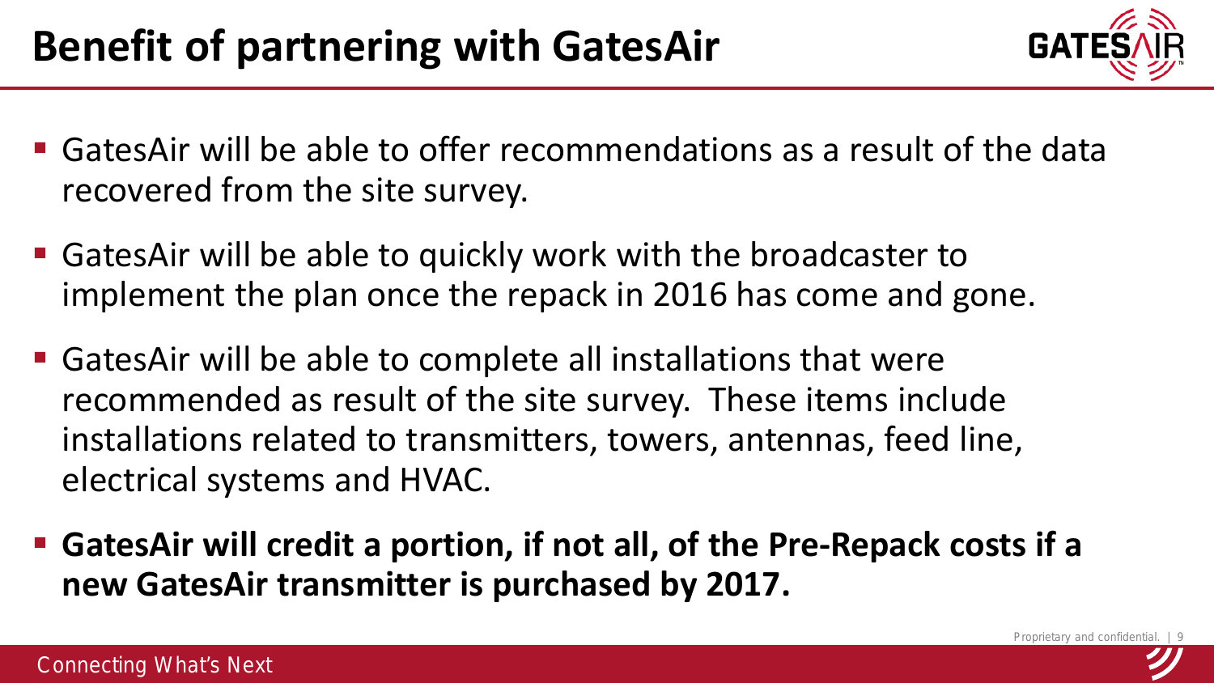# Benefit of partnering with GatesAir

- GatesAir will be able to offer recommendations as a result of the data recovered from the site survey.
- GatesAir will be able to quickly work with the broadcaster to implement the plan once the repack in 2016 has come and gone.
- GatesAir will be able to complete all installations that were recommended as result of the site survey. These items include installations related to transmitters, towers, antennas, feed line, electrical systems and HVAC.
- **GatesAir will credit a portion, if not all, of the Pre-Repack costs if a new GatesAir transmitter is purchased by 2017.**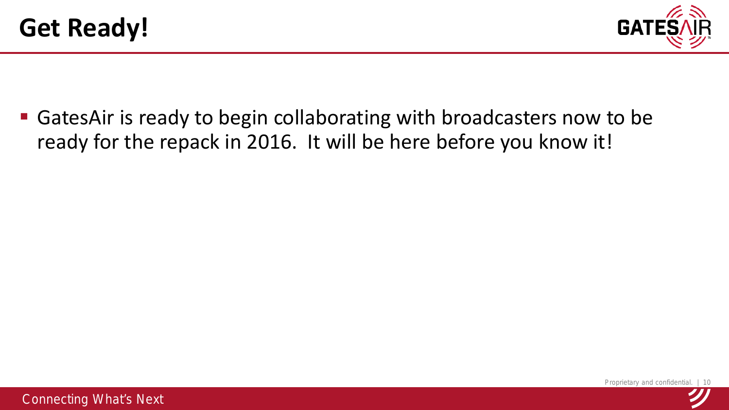# Get Ready!

- GatesAir is ready to begin collaborating with broadcasters now to be ready for the repack in 2016. It will be here before you know it!